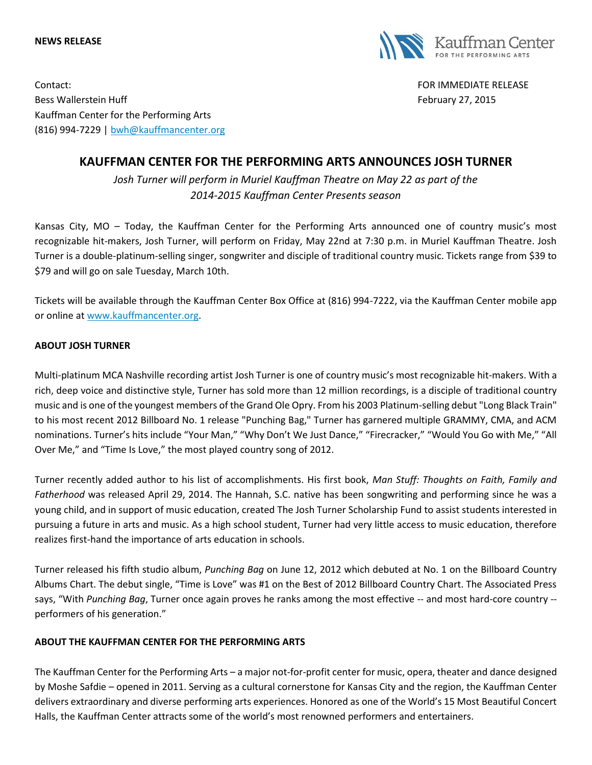**NEWS RELEASE**

Kauffman Center FOR THE PERFORMING ARTS

Contact:
Bess Wallerstein Huff
Kauffman Center for the Performing Arts
(816) 994-7229 | bwh@kauffmancenter.org

FOR IMMEDIATE RELEASE
February 27, 2015

# KAUFFMAN CENTER FOR THE PERFORMING ARTS ANNOUNCES JOSH TURNER

*Josh Turner will perform in Muriel Kauffman Theatre on May 22 as part of the 2014-2015 Kauffman Center Presents season*

Kansas City, MO – Today, the Kauffman Center for the Performing Arts announced one of country music's most recognizable hit-makers, Josh Turner, will perform on Friday, May 22nd at 7:30 p.m. in Muriel Kauffman Theatre. Josh Turner is a double-platinum-selling singer, songwriter and disciple of traditional country music. Tickets range from $39 to $79 and will go on sale Tuesday, March 10th.

Tickets will be available through the Kauffman Center Box Office at (816) 994-7222, via the Kauffman Center mobile app or online at www.kauffmancenter.org.

**ABOUT JOSH TURNER**

Multi-platinum MCA Nashville recording artist Josh Turner is one of country music's most recognizable hit-makers. With a rich, deep voice and distinctive style, Turner has sold more than 12 million recordings, is a disciple of traditional country music and is one of the youngest members of the Grand Ole Opry. From his 2003 Platinum-selling debut "Long Black Train" to his most recent 2012 Billboard No. 1 release "Punching Bag," Turner has garnered multiple GRAMMY, CMA, and ACM nominations. Turner's hits include "Your Man," "Why Don't We Just Dance," "Firecracker," "Would You Go with Me," "All Over Me," and "Time Is Love," the most played country song of 2012.

Turner recently added author to his list of accomplishments. His first book, *Man Stuff: Thoughts on Faith, Family and Fatherhood* was released April 29, 2014. The Hannah, S.C. native has been songwriting and performing since he was a young child, and in support of music education, created The Josh Turner Scholarship Fund to assist students interested in pursuing a future in arts and music. As a high school student, Turner had very little access to music education, therefore realizes first-hand the importance of arts education in schools.

Turner released his fifth studio album, *Punching Bag* on June 12, 2012 which debuted at No. 1 on the Billboard Country Albums Chart. The debut single, "Time is Love" was #1 on the Best of 2012 Billboard Country Chart. The Associated Press says, "With *Punching Bag*, Turner once again proves he ranks among the most effective -- and most hard-core country -- performers of his generation."

**ABOUT THE KAUFFMAN CENTER FOR THE PERFORMING ARTS**

The Kauffman Center for the Performing Arts – a major not-for-profit center for music, opera, theater and dance designed by Moshe Safdie – opened in 2011. Serving as a cultural cornerstone for Kansas City and the region, the Kauffman Center delivers extraordinary and diverse performing arts experiences. Honored as one of the World's 15 Most Beautiful Concert Halls, the Kauffman Center attracts some of the world's most renowned performers and entertainers.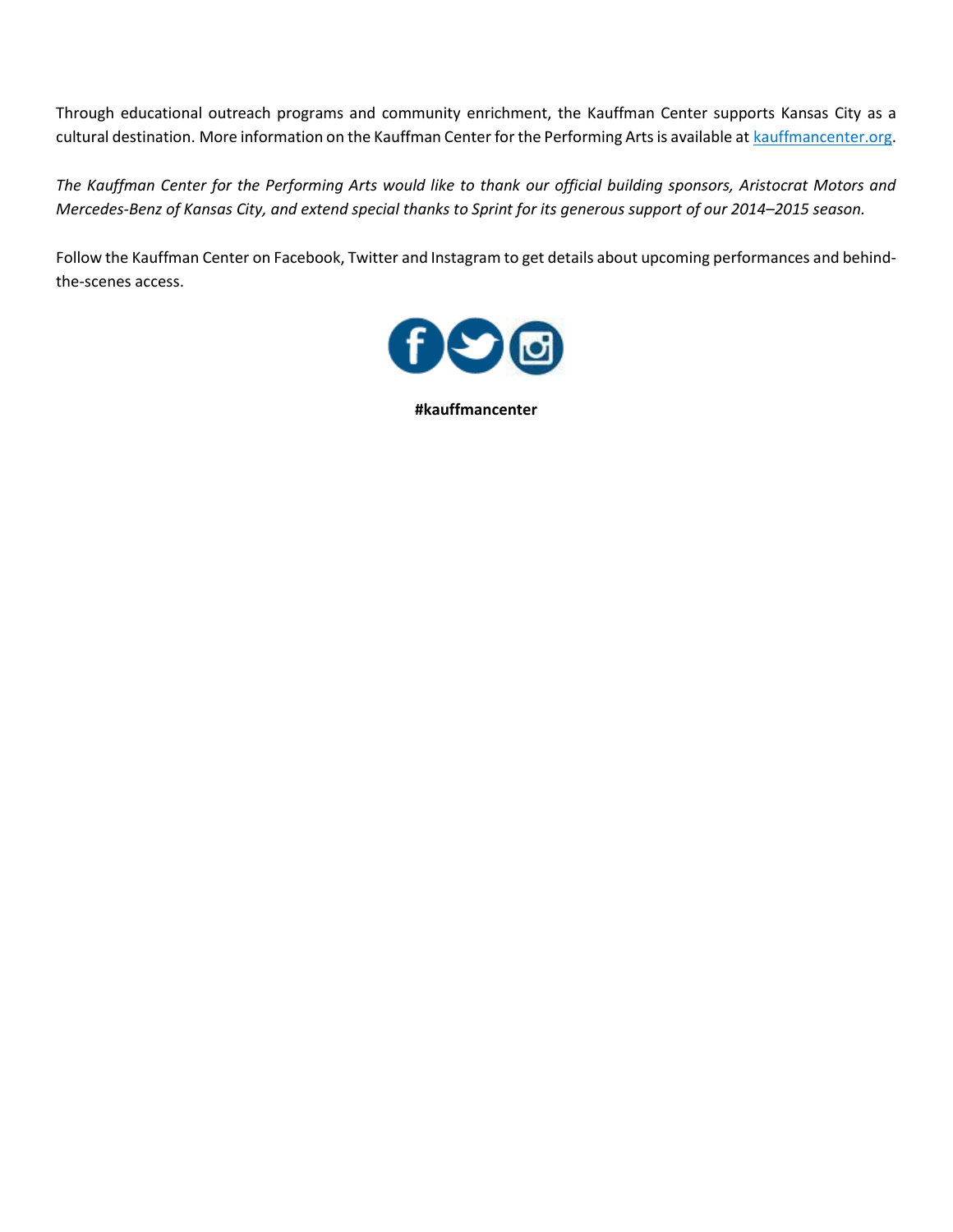Through educational outreach programs and community enrichment, the Kauffman Center supports Kansas City as a cultural destination. More information on the Kauffman Center for the Performing Arts is available at [kauffmancenter.org](kauffmancenter.org).

*The Kauffman Center for the Performing Arts would like to thank our official building sponsors, Aristocrat Motors and Mercedes-Benz of Kansas City, and extend special thanks to Sprint for its generous support of our 2014–2015 season.*

Follow the Kauffman Center on Facebook, Twitter and Instagram to get details about upcoming performances and behind-the-scenes access.

**#kauffmancenter**